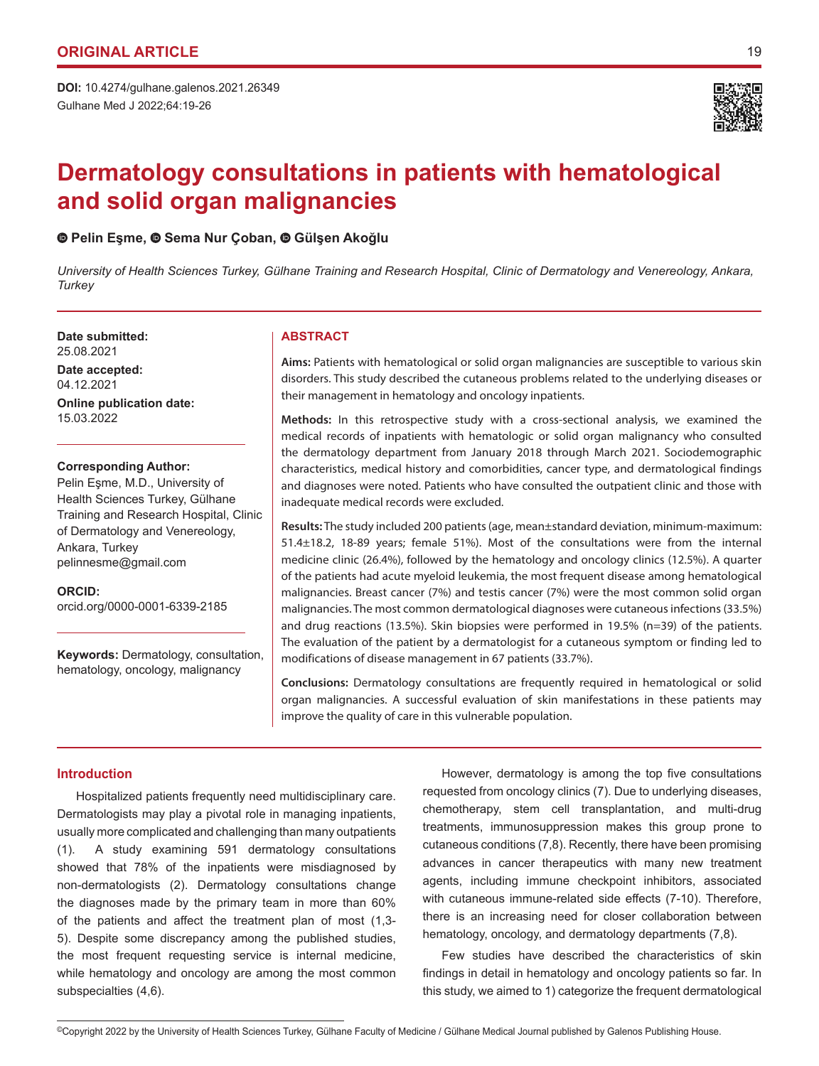ORIGINAL ARTICLE

**DOI:** 10.4274/gulhane.galenos.2021.26349
Gulhane Med J 2022;64:19-26

# Dermatology consultations in patients with hematological and solid organ malignancies

**Pelin Eşme, Sema Nur Çoban, Gülşen Akoğlu**

*University of Health Sciences Turkey, Gülhane Training and Research Hospital, Clinic of Dermatology and Venereology, Ankara, Turkey*

**Date submitted:**
25.08.2021

**Date accepted:**
04.12.2021

**Online publication date:**
15.03.2022

**Corresponding Author:**
Pelin Eşme, M.D., University of Health Sciences Turkey, Gülhane Training and Research Hospital, Clinic of Dermatology and Venereology, Ankara, Turkey
pelinnesme@gmail.com

**ORCID:**
orcid.org/0000-0001-6339-2185

**Keywords:** Dermatology, consultation, hematology, oncology, malignancy

## ABSTRACT

**Aims:** Patients with hematological or solid organ malignancies are susceptible to various skin disorders. This study described the cutaneous problems related to the underlying diseases or their management in hematology and oncology inpatients.

**Methods:** In this retrospective study with a cross-sectional analysis, we examined the medical records of inpatients with hematologic or solid organ malignancy who consulted the dermatology department from January 2018 through March 2021. Sociodemographic characteristics, medical history and comorbidities, cancer type, and dermatological findings and diagnoses were noted. Patients who have consulted the outpatient clinic and those with inadequate medical records were excluded.

**Results:** The study included 200 patients (age, mean±standard deviation, minimum-maximum: 51.4±18.2, 18-89 years; female 51%). Most of the consultations were from the internal medicine clinic (26.4%), followed by the hematology and oncology clinics (12.5%). A quarter of the patients had acute myeloid leukemia, the most frequent disease among hematological malignancies. Breast cancer (7%) and testis cancer (7%) were the most common solid organ malignancies. The most common dermatological diagnoses were cutaneous infections (33.5%) and drug reactions (13.5%). Skin biopsies were performed in 19.5% (n=39) of the patients. The evaluation of the patient by a dermatologist for a cutaneous symptom or finding led to modifications of disease management in 67 patients (33.7%).

**Conclusions:** Dermatology consultations are frequently required in hematological or solid organ malignancies. A successful evaluation of skin manifestations in these patients may improve the quality of care in this vulnerable population.

## Introduction

Hospitalized patients frequently need multidisciplinary care. Dermatologists may play a pivotal role in managing inpatients, usually more complicated and challenging than many outpatients (1). A study examining 591 dermatology consultations showed that 78% of the inpatients were misdiagnosed by non-dermatologists (2). Dermatology consultations change the diagnoses made by the primary team in more than 60% of the patients and affect the treatment plan of most (1,3-5). Despite some discrepancy among the published studies, the most frequent requesting service is internal medicine, while hematology and oncology are among the most common subspecialties (4,6).

However, dermatology is among the top five consultations requested from oncology clinics (7). Due to underlying diseases, chemotherapy, stem cell transplantation, and multi-drug treatments, immunosuppression makes this group prone to cutaneous conditions (7,8). Recently, there have been promising advances in cancer therapeutics with many new treatment agents, including immune checkpoint inhibitors, associated with cutaneous immune-related side effects (7-10). Therefore, there is an increasing need for closer collaboration between hematology, oncology, and dermatology departments (7,8).

Few studies have described the characteristics of skin findings in detail in hematology and oncology patients so far. In this study, we aimed to 1) categorize the frequent dermatological

©Copyright 2022 by the University of Health Sciences Turkey, Gülhane Faculty of Medicine / Gülhane Medical Journal published by Galenos Publishing House.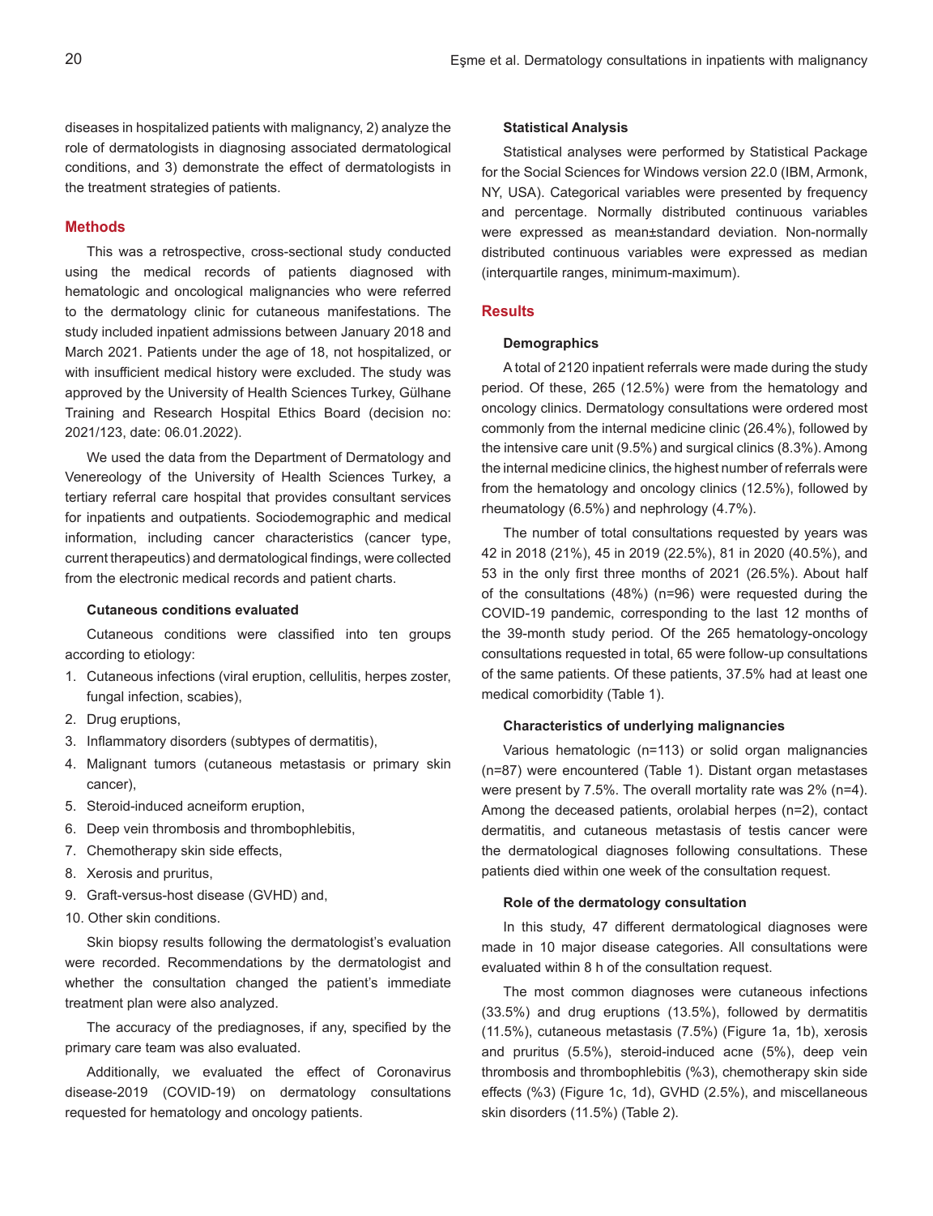diseases in hospitalized patients with malignancy, 2) analyze the role of dermatologists in diagnosing associated dermatological conditions, and 3) demonstrate the effect of dermatologists in the treatment strategies of patients.

## Methods

This was a retrospective, cross-sectional study conducted using the medical records of patients diagnosed with hematologic and oncological malignancies who were referred to the dermatology clinic for cutaneous manifestations. The study included inpatient admissions between January 2018 and March 2021. Patients under the age of 18, not hospitalized, or with insufficient medical history were excluded. The study was approved by the University of Health Sciences Turkey, Gülhane Training and Research Hospital Ethics Board (decision no: 2021/123, date: 06.01.2022).

We used the data from the Department of Dermatology and Venereology of the University of Health Sciences Turkey, a tertiary referral care hospital that provides consultant services for inpatients and outpatients. Sociodemographic and medical information, including cancer characteristics (cancer type, current therapeutics) and dermatological findings, were collected from the electronic medical records and patient charts.

### Cutaneous conditions evaluated

Cutaneous conditions were classified into ten groups according to etiology:

1. Cutaneous infections (viral eruption, cellulitis, herpes zoster, fungal infection, scabies),
2. Drug eruptions,
3. Inflammatory disorders (subtypes of dermatitis),
4. Malignant tumors (cutaneous metastasis or primary skin cancer),
5. Steroid-induced acneiform eruption,
6. Deep vein thrombosis and thrombophlebitis,
7. Chemotherapy skin side effects,
8. Xerosis and pruritus,
9. Graft-versus-host disease (GVHD) and,
10. Other skin conditions.

Skin biopsy results following the dermatologist's evaluation were recorded. Recommendations by the dermatologist and whether the consultation changed the patient's immediate treatment plan were also analyzed.

The accuracy of the prediagnoses, if any, specified by the primary care team was also evaluated.

Additionally, we evaluated the effect of Coronavirus disease-2019 (COVID-19) on dermatology consultations requested for hematology and oncology patients.

### Statistical Analysis

Statistical analyses were performed by Statistical Package for the Social Sciences for Windows version 22.0 (IBM, Armonk, NY, USA). Categorical variables were presented by frequency and percentage. Normally distributed continuous variables were expressed as mean±standard deviation. Non-normally distributed continuous variables were expressed as median (interquartile ranges, minimum-maximum).

## Results

### Demographics

A total of 2120 inpatient referrals were made during the study period. Of these, 265 (12.5%) were from the hematology and oncology clinics. Dermatology consultations were ordered most commonly from the internal medicine clinic (26.4%), followed by the intensive care unit (9.5%) and surgical clinics (8.3%). Among the internal medicine clinics, the highest number of referrals were from the hematology and oncology clinics (12.5%), followed by rheumatology (6.5%) and nephrology (4.7%).

The number of total consultations requested by years was 42 in 2018 (21%), 45 in 2019 (22.5%), 81 in 2020 (40.5%), and 53 in the only first three months of 2021 (26.5%). About half of the consultations (48%) (n=96) were requested during the COVID-19 pandemic, corresponding to the last 12 months of the 39-month study period. Of the 265 hematology-oncology consultations requested in total, 65 were follow-up consultations of the same patients. Of these patients, 37.5% had at least one medical comorbidity (Table 1).

### Characteristics of underlying malignancies

Various hematologic (n=113) or solid organ malignancies (n=87) were encountered (Table 1). Distant organ metastases were present by 7.5%. The overall mortality rate was 2% (n=4). Among the deceased patients, orolabial herpes (n=2), contact dermatitis, and cutaneous metastasis of testis cancer were the dermatological diagnoses following consultations. These patients died within one week of the consultation request.

### Role of the dermatology consultation

In this study, 47 different dermatological diagnoses were made in 10 major disease categories. All consultations were evaluated within 8 h of the consultation request.

The most common diagnoses were cutaneous infections (33.5%) and drug eruptions (13.5%), followed by dermatitis (11.5%), cutaneous metastasis (7.5%) (Figure 1a, 1b), xerosis and pruritus (5.5%), steroid-induced acne (5%), deep vein thrombosis and thrombophlebitis (%3), chemotherapy skin side effects (%3) (Figure 1c, 1d), GVHD (2.5%), and miscellaneous skin disorders (11.5%) (Table 2).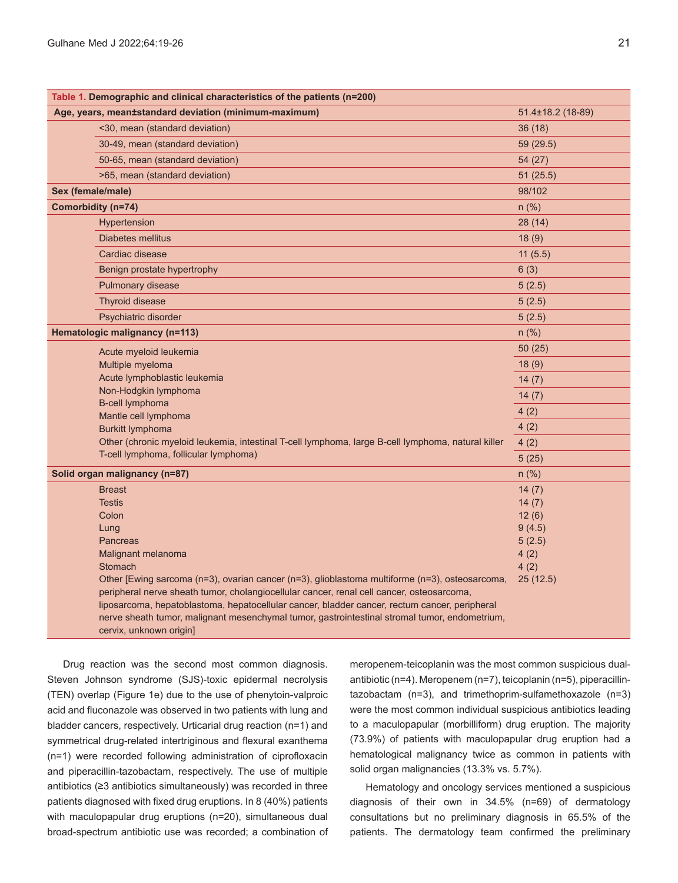| Table 1. Demographic and clinical characteristics of the patients (n=200) | |
|---|---|
| **Age, years, mean±standard deviation (minimum-maximum)** | 51.4±18.2 (18-89) |
| <30, mean (standard deviation) | 36 (18) |
| 30-49, mean (standard deviation) | 59 (29.5) |
| 50-65, mean (standard deviation) | 54 (27) |
| >65, mean (standard deviation) | 51 (25.5) |
| **Sex (female/male)** | 98/102 |
| **Comorbidity (n=74)** | n (%) |
| Hypertension | 28 (14) |
| Diabetes mellitus | 18 (9) |
| Cardiac disease | 11 (5.5) |
| Benign prostate hypertrophy | 6 (3) |
| Pulmonary disease | 5 (2.5) |
| Thyroid disease | 5 (2.5) |
| Psychiatric disorder | 5 (2.5) |
| **Hematologic malignancy (n=113)** | n (%) |
| Acute myeloid leukemia | 50 (25) |
| Multiple myeloma | 18 (9) |
| Acute lymphoblastic leukemia | 14 (7) |
| Non-Hodgkin lymphoma | 14 (7) |
| B-cell lymphoma | 4 (2) |
| Mantle cell lymphoma | 4 (2) |
| Burkitt lymphoma | 4 (2) |
| Other (chronic myeloid leukemia, intestinal T-cell lymphoma, large B-cell lymphoma, natural killer T-cell lymphoma, follicular lymphoma) | 5 (25) |
| **Solid organ malignancy (n=87)** | n (%) |
| Breast | 14 (7) |
| Testis | 14 (7) |
| Colon | 12 (6) |
| Lung | 9 (4.5) |
| Pancreas | 5 (2.5) |
| Malignant melanoma | 4 (2) |
| Stomach | 4 (2) |
| Other [Ewing sarcoma (n=3), ovarian cancer (n=3), glioblastoma multiforme (n=3), osteosarcoma, peripheral nerve sheath tumor, cholangiocellular cancer, renal cell cancer, osteosarcoma, liposarcoma, hepatoblastoma, hepatocellular cancer, bladder cancer, rectum cancer, peripheral nerve sheath tumor, malignant mesenchymal tumor, gastrointestinal stromal tumor, endometrium, cervix, unknown origin] | 25 (12.5) |

Drug reaction was the second most common diagnosis. Steven Johnson syndrome (SJS)-toxic epidermal necrolysis (TEN) overlap (Figure 1e) due to the use of phenytoin-valproic acid and fluconazole was observed in two patients with lung and bladder cancers, respectively. Urticarial drug reaction (n=1) and symmetrical drug-related intertriginous and flexural exanthema (n=1) were recorded following administration of ciprofloxacin and piperacillin-tazobactam, respectively. The use of multiple antibiotics (≥3 antibiotics simultaneously) was recorded in three patients diagnosed with fixed drug eruptions. In 8 (40%) patients with maculopapular drug eruptions (n=20), simultaneous dual broad-spectrum antibiotic use was recorded; a combination of meropenem-teicoplanin was the most common suspicious dual-antibiotic (n=4). Meropenem (n=7), teicoplanin (n=5), piperacillin-tazobactam (n=3), and trimethoprim-sulfamethoxazole (n=3) were the most common individual suspicious antibiotics leading to a maculopapular (morbilliform) drug eruption. The majority (73.9%) of patients with maculopapular drug eruption had a hematological malignancy twice as common in patients with solid organ malignancies (13.3% vs. 5.7%).

Hematology and oncology services mentioned a suspicious diagnosis of their own in 34.5% (n=69) of dermatology consultations but no preliminary diagnosis in 65.5% of the patients. The dermatology team confirmed the preliminary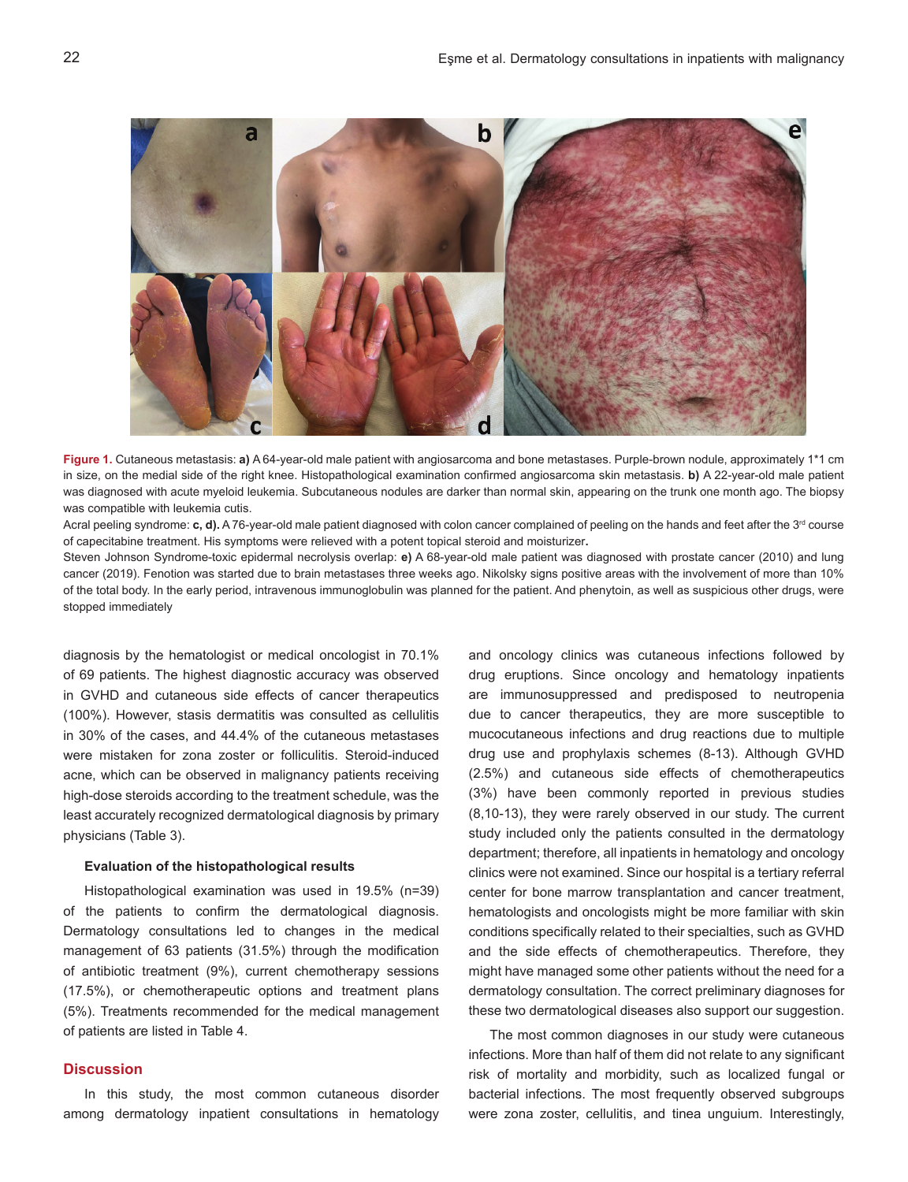**Figure 1.** Cutaneous metastasis: **a)** A 64-year-old male patient with angiosarcoma and bone metastases. Purple-brown nodule, approximately 1*1 cm in size, on the medial side of the right knee. Histopathological examination confirmed angiosarcoma skin metastasis. **b)** A 22-year-old male patient was diagnosed with acute myeloid leukemia. Subcutaneous nodules are darker than normal skin, appearing on the trunk one month ago. The biopsy was compatible with leukemia cutis.

Acral peeling syndrome: **c, d).** A 76-year-old male patient diagnosed with colon cancer complained of peeling on the hands and feet after the 3rd course of capecitabine treatment. His symptoms were relieved with a potent topical steroid and moisturizer**.**

Steven Johnson Syndrome-toxic epidermal necrolysis overlap: **e)** A 68-year-old male patient was diagnosed with prostate cancer (2010) and lung cancer (2019). Fenotion was started due to brain metastases three weeks ago. Nikolsky signs positive areas with the involvement of more than 10% of the total body. In the early period, intravenous immunoglobulin was planned for the patient. And phenytoin, as well as suspicious other drugs, were stopped immediately

diagnosis by the hematologist or medical oncologist in 70.1% of 69 patients. The highest diagnostic accuracy was observed in GVHD and cutaneous side effects of cancer therapeutics (100%). However, stasis dermatitis was consulted as cellulitis in 30% of the cases, and 44.4% of the cutaneous metastases were mistaken for zona zoster or folliculitis. Steroid-induced acne, which can be observed in malignancy patients receiving high-dose steroids according to the treatment schedule, was the least accurately recognized dermatological diagnosis by primary physicians (Table 3).

### Evaluation of the histopathological results

Histopathological examination was used in 19.5% (n=39) of the patients to confirm the dermatological diagnosis. Dermatology consultations led to changes in the medical management of 63 patients (31.5%) through the modification of antibiotic treatment (9%), current chemotherapy sessions (17.5%), or chemotherapeutic options and treatment plans (5%). Treatments recommended for the medical management of patients are listed in Table 4.

## Discussion

In this study, the most common cutaneous disorder among dermatology inpatient consultations in hematology and oncology clinics was cutaneous infections followed by drug eruptions. Since oncology and hematology inpatients are immunosuppressed and predisposed to neutropenia due to cancer therapeutics, they are more susceptible to mucocutaneous infections and drug reactions due to multiple drug use and prophylaxis schemes (8-13). Although GVHD (2.5%) and cutaneous side effects of chemotherapeutics (3%) have been commonly reported in previous studies (8,10-13), they were rarely observed in our study. The current study included only the patients consulted in the dermatology department; therefore, all inpatients in hematology and oncology clinics were not examined. Since our hospital is a tertiary referral center for bone marrow transplantation and cancer treatment, hematologists and oncologists might be more familiar with skin conditions specifically related to their specialties, such as GVHD and the side effects of chemotherapeutics. Therefore, they might have managed some other patients without the need for a dermatology consultation. The correct preliminary diagnoses for these two dermatological diseases also support our suggestion.

The most common diagnoses in our study were cutaneous infections. More than half of them did not relate to any significant risk of mortality and morbidity, such as localized fungal or bacterial infections. The most frequently observed subgroups were zona zoster, cellulitis, and tinea unguium. Interestingly,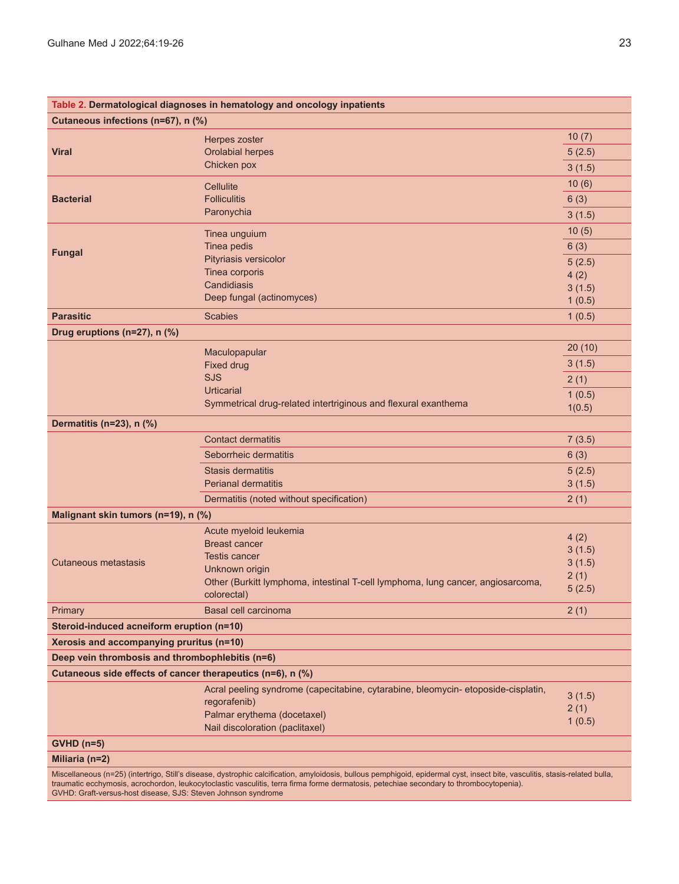**Table 2. Dermatological diagnoses in hematology and oncology inpatients**

| Category | Diagnosis | n (%) |
|---|---|---|
| **Cutaneous infections (n=67), n (%)** | | |
| **Viral** | Herpes zoster | 10 (7) |
| | Orolabial herpes | 5 (2.5) |
| | Chicken pox | 3 (1.5) |
| **Bacterial** | Cellulite | 10 (6) |
| | Folliculitis | 6 (3) |
| | Paronychia | 3 (1.5) |
| **Fungal** | Tinea unguium | 10 (5) |
| | Tinea pedis | 6 (3) |
| | Pityriasis versicolor | 5 (2.5) |
| | Tinea corporis | 4 (2) |
| | Candidiasis | 3 (1.5) |
| | Deep fungal (actinomyces) | 1 (0.5) |
| **Parasitic** | Scabies | 1 (0.5) |
| **Drug eruptions (n=27), n (%)** | | |
| | Maculopapular | 20 (10) |
| | Fixed drug | 3 (1.5) |
| | SJS | 2 (1) |
| | Urticarial | 1 (0.5) |
| | Symmetrical drug-related intertriginous and flexural exanthema | 1(0.5) |
| **Dermatitis (n=23), n (%)** | | |
| | Contact dermatitis | 7 (3.5) |
| | Seborrheic dermatitis | 6 (3) |
| | Stasis dermatitis | 5 (2.5) |
| | Perianal dermatitis | 3 (1.5) |
| | Dermatitis (noted without specification) | 2 (1) |
| **Malignant skin tumors (n=19), n (%)** | | |
| Cutaneous metastasis | Acute myeloid leukemia | 4 (2) |
| | Breast cancer | 3 (1.5) |
| | Testis cancer | 3 (1.5) |
| | Unknown origin | 2 (1) |
| | Other (Burkitt lymphoma, intestinal T-cell lymphoma, lung cancer, angiosarcoma, colorectal) | 5 (2.5) |
| Primary | Basal cell carcinoma | 2 (1) |
| **Steroid-induced acneiform eruption (n=10)** | | |
| **Xerosis and accompanying pruritus (n=10)** | | |
| **Deep vein thrombosis and thrombophlebitis (n=6)** | | |
| **Cutaneous side effects of cancer therapeutics (n=6), n (%)** | | |
| | Acral peeling syndrome (capecitabine, cytarabine, bleomycin- etoposide-cisplatin, regorafenib) | 3 (1.5) |
| | Palmar erythema (docetaxel) | 2 (1) |
| | Nail discoloration (paclitaxel) | 1 (0.5) |
| **GVHD (n=5)** | | |
| **Miliaria (n=2)** | | |

Miscellaneous (n=25) (intertrigo, Still's disease, dystrophic calcification, amyloidosis, bullous pemphigoid, epidermal cyst, insect bite, vasculitis, stasis-related bulla, traumatic ecchymosis, acrochordon, leukocytoclastic vasculitis, terra firma forme dermatosis, petechiae secondary to thrombocytopenia).
GVHD: Graft-versus-host disease, SJS: Steven Johnson syndrome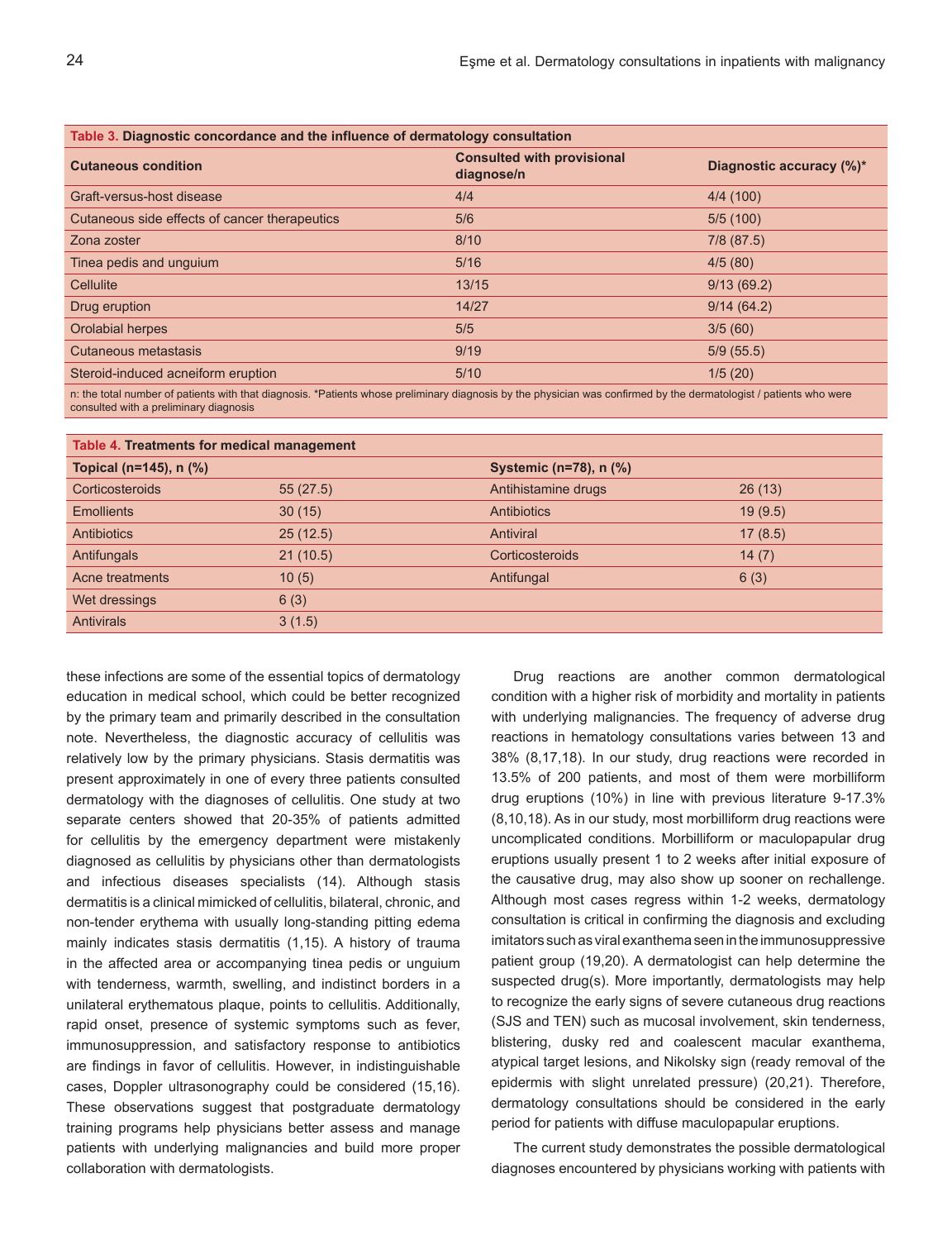**Table 3. Diagnostic concordance and the influence of dermatology consultation**

| Cutaneous condition | Consulted with provisional diagnose/n | Diagnostic accuracy (%)* |
|---|---|---|
| Graft-versus-host disease | 4/4 | 4/4 (100) |
| Cutaneous side effects of cancer therapeutics | 5/6 | 5/5 (100) |
| Zona zoster | 8/10 | 7/8 (87.5) |
| Tinea pedis and unguium | 5/16 | 4/5 (80) |
| Cellulite | 13/15 | 9/13 (69.2) |
| Drug eruption | 14/27 | 9/14 (64.2) |
| Orolabial herpes | 5/5 | 3/5 (60) |
| Cutaneous metastasis | 9/19 | 5/9 (55.5) |
| Steroid-induced acneiform eruption | 5/10 | 1/5 (20) |

n: the total number of patients with that diagnosis. *Patients whose preliminary diagnosis by the physician was confirmed by the dermatologist / patients who were consulted with a preliminary diagnosis

**Table 4. Treatments for medical management**

| Topical (n=145), n (%) | | Systemic (n=78), n (%) | |
|---|---|---|---|
| Corticosteroids | 55 (27.5) | Antihistamine drugs | 26 (13) |
| Emollients | 30 (15) | Antibiotics | 19 (9.5) |
| Antibiotics | 25 (12.5) | Antiviral | 17 (8.5) |
| Antifungals | 21 (10.5) | Corticosteroids | 14 (7) |
| Acne treatments | 10 (5) | Antifungal | 6 (3) |
| Wet dressings | 6 (3) | | |
| Antivirals | 3 (1.5) | | |

these infections are some of the essential topics of dermatology education in medical school, which could be better recognized by the primary team and primarily described in the consultation note. Nevertheless, the diagnostic accuracy of cellulitis was relatively low by the primary physicians. Stasis dermatitis was present approximately in one of every three patients consulted dermatology with the diagnoses of cellulitis. One study at two separate centers showed that 20-35% of patients admitted for cellulitis by the emergency department were mistakenly diagnosed as cellulitis by physicians other than dermatologists and infectious diseases specialists (14). Although stasis dermatitis is a clinical mimicked of cellulitis, bilateral, chronic, and non-tender erythema with usually long-standing pitting edema mainly indicates stasis dermatitis (1,15). A history of trauma in the affected area or accompanying tinea pedis or unguium with tenderness, warmth, swelling, and indistinct borders in a unilateral erythematous plaque, points to cellulitis. Additionally, rapid onset, presence of systemic symptoms such as fever, immunosuppression, and satisfactory response to antibiotics are findings in favor of cellulitis. However, in indistinguishable cases, Doppler ultrasonography could be considered (15,16). These observations suggest that postgraduate dermatology training programs help physicians better assess and manage patients with underlying malignancies and build more proper collaboration with dermatologists.

Drug reactions are another common dermatological condition with a higher risk of morbidity and mortality in patients with underlying malignancies. The frequency of adverse drug reactions in hematology consultations varies between 13 and 38% (8,17,18). In our study, drug reactions were recorded in 13.5% of 200 patients, and most of them were morbilliform drug eruptions (10%) in line with previous literature 9-17.3% (8,10,18). As in our study, most morbilliform drug reactions were uncomplicated conditions. Morbilliform or maculopapular drug eruptions usually present 1 to 2 weeks after initial exposure of the causative drug, may also show up sooner on rechallenge. Although most cases regress within 1-2 weeks, dermatology consultation is critical in confirming the diagnosis and excluding imitators such as viral exanthema seen in the immunosuppressive patient group (19,20). A dermatologist can help determine the suspected drug(s). More importantly, dermatologists may help to recognize the early signs of severe cutaneous drug reactions (SJS and TEN) such as mucosal involvement, skin tenderness, blistering, dusky red and coalescent macular exanthema, atypical target lesions, and Nikolsky sign (ready removal of the epidermis with slight unrelated pressure) (20,21). Therefore, dermatology consultations should be considered in the early period for patients with diffuse maculopapular eruptions.

The current study demonstrates the possible dermatological diagnoses encountered by physicians working with patients with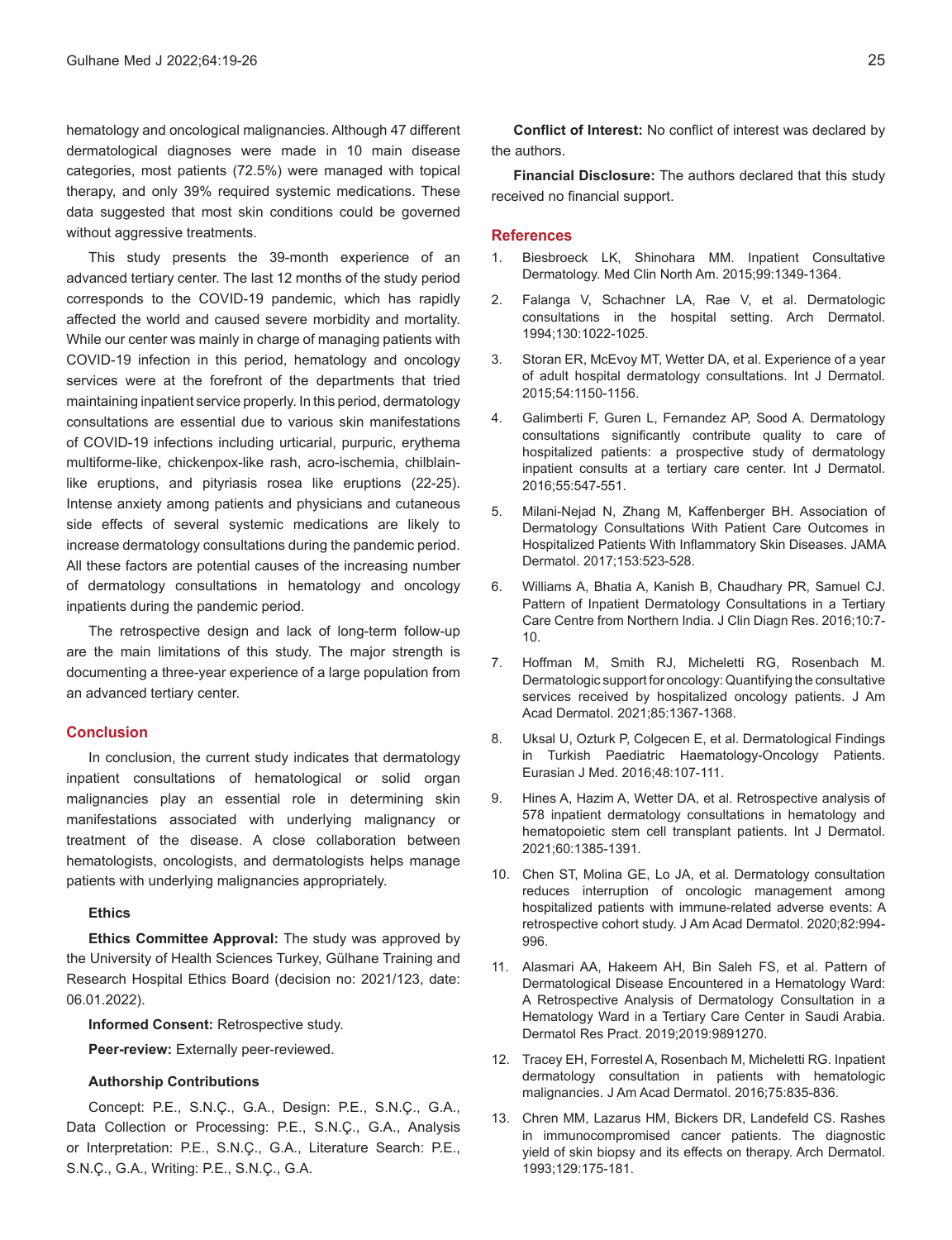hematology and oncological malignancies. Although 47 different dermatological diagnoses were made in 10 main disease categories, most patients (72.5%) were managed with topical therapy, and only 39% required systemic medications. These data suggested that most skin conditions could be governed without aggressive treatments.

This study presents the 39-month experience of an advanced tertiary center. The last 12 months of the study period corresponds to the COVID-19 pandemic, which has rapidly affected the world and caused severe morbidity and mortality. While our center was mainly in charge of managing patients with COVID-19 infection in this period, hematology and oncology services were at the forefront of the departments that tried maintaining inpatient service properly. In this period, dermatology consultations are essential due to various skin manifestations of COVID-19 infections including urticarial, purpuric, erythema multiforme-like, chickenpox-like rash, acro-ischemia, chilblain-like eruptions, and pityriasis rosea like eruptions (22-25). Intense anxiety among patients and physicians and cutaneous side effects of several systemic medications are likely to increase dermatology consultations during the pandemic period. All these factors are potential causes of the increasing number of dermatology consultations in hematology and oncology inpatients during the pandemic period.

The retrospective design and lack of long-term follow-up are the main limitations of this study. The major strength is documenting a three-year experience of a large population from an advanced tertiary center.

## Conclusion

In conclusion, the current study indicates that dermatology inpatient consultations of hematological or solid organ malignancies play an essential role in determining skin manifestations associated with underlying malignancy or treatment of the disease. A close collaboration between hematologists, oncologists, and dermatologists helps manage patients with underlying malignancies appropriately.

### Ethics

**Ethics Committee Approval:** The study was approved by the University of Health Sciences Turkey, Gülhane Training and Research Hospital Ethics Board (decision no: 2021/123, date: 06.01.2022).

**Informed Consent:** Retrospective study.

**Peer-review:** Externally peer-reviewed.

### Authorship Contributions

Concept: P.E., S.N.Ç., G.A., Design: P.E., S.N.Ç., G.A., Data Collection or Processing: P.E., S.N.Ç., G.A., Analysis or Interpretation: P.E., S.N.Ç., G.A., Literature Search: P.E., S.N.Ç., G.A., Writing: P.E., S.N.Ç., G.A.

**Conflict of Interest:** No conflict of interest was declared by the authors.

**Financial Disclosure:** The authors declared that this study received no financial support.

## References

1. Biesbroeck LK, Shinohara MM. Inpatient Consultative Dermatology. Med Clin North Am. 2015;99:1349-1364.
2. Falanga V, Schachner LA, Rae V, et al. Dermatologic consultations in the hospital setting. Arch Dermatol. 1994;130:1022-1025.
3. Storan ER, McEvoy MT, Wetter DA, et al. Experience of a year of adult hospital dermatology consultations. Int J Dermatol. 2015;54:1150-1156.
4. Galimberti F, Guren L, Fernandez AP, Sood A. Dermatology consultations significantly contribute quality to care of hospitalized patients: a prospective study of dermatology inpatient consults at a tertiary care center. Int J Dermatol. 2016;55:547-551.
5. Milani-Nejad N, Zhang M, Kaffenberger BH. Association of Dermatology Consultations With Patient Care Outcomes in Hospitalized Patients With Inflammatory Skin Diseases. JAMA Dermatol. 2017;153:523-528.
6. Williams A, Bhatia A, Kanish B, Chaudhary PR, Samuel CJ. Pattern of Inpatient Dermatology Consultations in a Tertiary Care Centre from Northern India. J Clin Diagn Res. 2016;10:7-10.
7. Hoffman M, Smith RJ, Micheletti RG, Rosenbach M. Dermatologic support for oncology: Quantifying the consultative services received by hospitalized oncology patients. J Am Acad Dermatol. 2021;85:1367-1368.
8. Uksal U, Ozturk P, Colgecen E, et al. Dermatological Findings in Turkish Paediatric Haematology-Oncology Patients. Eurasian J Med. 2016;48:107-111.
9. Hines A, Hazim A, Wetter DA, et al. Retrospective analysis of 578 inpatient dermatology consultations in hematology and hematopoietic stem cell transplant patients. Int J Dermatol. 2021;60:1385-1391.
10. Chen ST, Molina GE, Lo JA, et al. Dermatology consultation reduces interruption of oncologic management among hospitalized patients with immune-related adverse events: A retrospective cohort study. J Am Acad Dermatol. 2020;82:994-996.
11. Alasmari AA, Hakeem AH, Bin Saleh FS, et al. Pattern of Dermatological Disease Encountered in a Hematology Ward: A Retrospective Analysis of Dermatology Consultation in a Hematology Ward in a Tertiary Care Center in Saudi Arabia. Dermatol Res Pract. 2019;2019:9891270.
12. Tracey EH, Forrestel A, Rosenbach M, Micheletti RG. Inpatient dermatology consultation in patients with hematologic malignancies. J Am Acad Dermatol. 2016;75:835-836.
13. Chren MM, Lazarus HM, Bickers DR, Landefeld CS. Rashes in immunocompromised cancer patients. The diagnostic yield of skin biopsy and its effects on therapy. Arch Dermatol. 1993;129:175-181.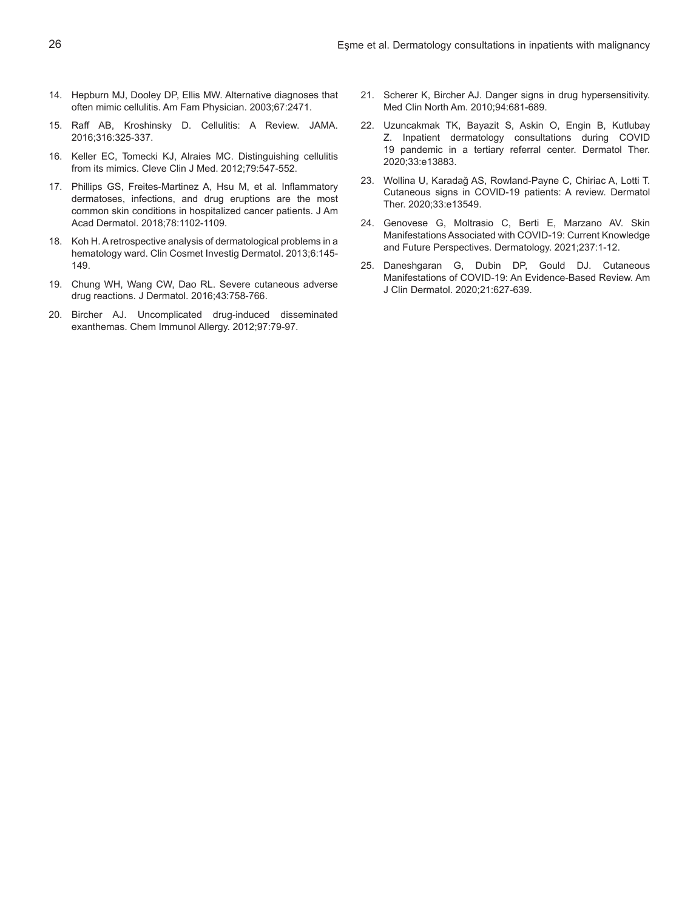14. Hepburn MJ, Dooley DP, Ellis MW. Alternative diagnoses that often mimic cellulitis. Am Fam Physician. 2003;67:2471.
15. Raff AB, Kroshinsky D. Cellulitis: A Review. JAMA. 2016;316:325-337.
16. Keller EC, Tomecki KJ, Alraies MC. Distinguishing cellulitis from its mimics. Cleve Clin J Med. 2012;79:547-552.
17. Phillips GS, Freites-Martinez A, Hsu M, et al. Inflammatory dermatoses, infections, and drug eruptions are the most common skin conditions in hospitalized cancer patients. J Am Acad Dermatol. 2018;78:1102-1109.
18. Koh H. A retrospective analysis of dermatological problems in a hematology ward. Clin Cosmet Investig Dermatol. 2013;6:145-149.
19. Chung WH, Wang CW, Dao RL. Severe cutaneous adverse drug reactions. J Dermatol. 2016;43:758-766.
20. Bircher AJ. Uncomplicated drug-induced disseminated exanthemas. Chem Immunol Allergy. 2012;97:79-97.
21. Scherer K, Bircher AJ. Danger signs in drug hypersensitivity. Med Clin North Am. 2010;94:681-689.
22. Uzuncakmak TK, Bayazit S, Askin O, Engin B, Kutlubay Z. Inpatient dermatology consultations during COVID 19 pandemic in a tertiary referral center. Dermatol Ther. 2020;33:e13883.
23. Wollina U, Karadağ AS, Rowland-Payne C, Chiriac A, Lotti T. Cutaneous signs in COVID-19 patients: A review. Dermatol Ther. 2020;33:e13549.
24. Genovese G, Moltrasio C, Berti E, Marzano AV. Skin Manifestations Associated with COVID-19: Current Knowledge and Future Perspectives. Dermatology. 2021;237:1-12.
25. Daneshgaran G, Dubin DP, Gould DJ. Cutaneous Manifestations of COVID-19: An Evidence-Based Review. Am J Clin Dermatol. 2020;21:627-639.